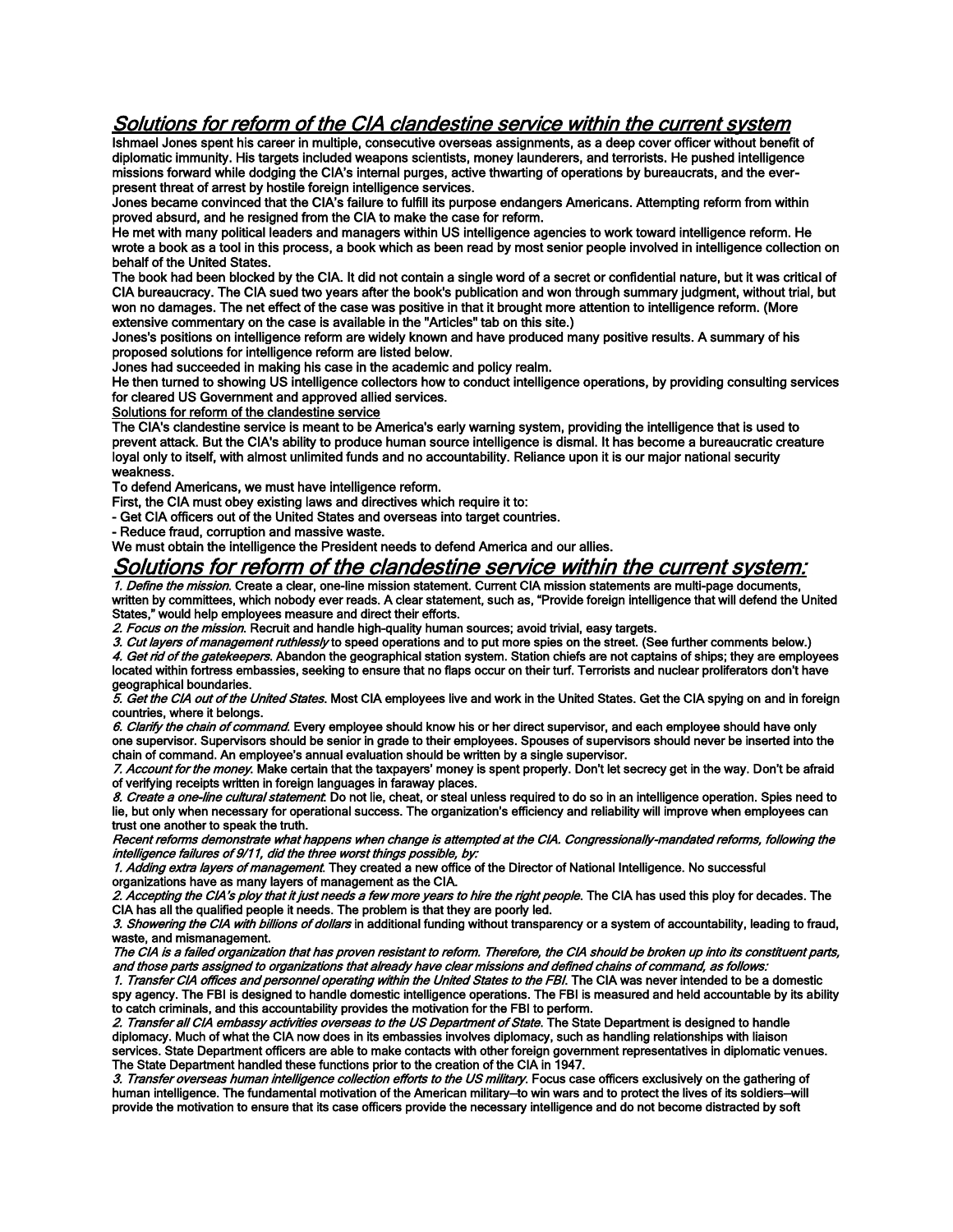## *Solutions for reform of the CIA clandestine service within the current system*

Ishmael Jones spent his career in multiple, consecutive overseas assignments, as a deep cover officer without benefit of diplomatic immunity. His targets included weapons scientists, money launderers, and terrorists. He pushed intelligence missions forward while dodging the CIA's internal purges, active thwarting of operations by bureaucrats, and the ever-present threat of arrest by hostile foreign intelligence services.

Jones became convinced that the CIA's failure to fulfill its purpose endangers Americans. Attempting reform from within proved absurd, and he resigned from the CIA to make the case for reform.

He met with many political leaders and managers within US intelligence agencies to work toward intelligence reform. He wrote a book as a tool in this process, a book which as been read by most senior people involved in intelligence collection on behalf of the United States.

The book had been blocked by the CIA. It did not contain a single word of a secret or confidential nature, but it was critical of CIA bureaucracy. The CIA sued two years after the book's publication and won through summary judgment, without trial, but won no damages. The net effect of the case was positive in that it brought more attention to intelligence reform. (More extensive commentary on the case is available in the "Articles" tab on this site.)

Jones's positions on intelligence reform are widely known and have produced many positive results. A summary of his proposed solutions for intelligence reform are listed below.

Jones had succeeded in making his case in the academic and policy realm.

He then turned to showing US intelligence collectors how to conduct intelligence operations, by providing consulting services for cleared US Government and approved allied services.

Solutions for reform of the clandestine service

The CIA's clandestine service is meant to be America's early warning system, providing the intelligence that is used to prevent attack. But the CIA's ability to produce human source intelligence is dismal. It has become a bureaucratic creature loyal only to itself, with almost unlimited funds and no accountability. Reliance upon it is our major national security weakness.

To defend Americans, we must have intelligence reform.

First, the CIA must obey existing laws and directives which require it to:

- Get CIA officers out of the United States and overseas into target countries.
- Reduce fraud, corruption and massive waste.

We must obtain the intelligence the President needs to defend America and our allies.

## *Solutions for reform of the clandestine service within the current system:*

*1. Define the mission.* Create a clear, one-line mission statement. Current CIA mission statements are multi-page documents, written by committees, which nobody ever reads. A clear statement, such as, "Provide foreign intelligence that will defend the United States," would help employees measure and direct their efforts.

*2. Focus on the mission.* Recruit and handle high-quality human sources; avoid trivial, easy targets.

*3. Cut layers of management ruthlessly* to speed operations and to put more spies on the street. (See further comments below.)

*4. Get rid of the gatekeepers.* Abandon the geographical station system. Station chiefs are not captains of ships; they are employees located within fortress embassies, seeking to ensure that no flaps occur on their turf. Terrorists and nuclear proliferators don't have geographical boundaries.

*5. Get the CIA out of the United States.* Most CIA employees live and work in the United States. Get the CIA spying on and in foreign countries, where it belongs.

*6. Clarify the chain of command.* Every employee should know his or her direct supervisor, and each employee should have only one supervisor. Supervisors should be senior in grade to their employees. Spouses of supervisors should never be inserted into the chain of command. An employee's annual evaluation should be written by a single supervisor.

*7. Account for the money.* Make certain that the taxpayers' money is spent properly. Don't let secrecy get in the way. Don't be afraid of verifying receipts written in foreign languages in faraway places.

*8. Create a one-line cultural statement.* Do not lie, cheat, or steal unless required to do so in an intelligence operation. Spies need to lie, but only when necessary for operational success. The organization's efficiency and reliability will improve when employees can trust one another to speak the truth.

*Recent reforms demonstrate what happens when change is attempted at the CIA. Congressionally-mandated reforms, following the intelligence failures of 9/11, did the three worst things possible, by:*

*1. Adding extra layers of management.* They created a new office of the Director of National Intelligence. No successful organizations have as many layers of management as the CIA.

*2. Accepting the CIA's ploy that it just needs a few more years to hire the right people.* The CIA has used this ploy for decades. The CIA has all the qualified people it needs. The problem is that they are poorly led.

*3. Showering the CIA with billions of dollars* in additional funding without transparency or a system of accountability, leading to fraud, waste, and mismanagement.

*The CIA is a failed organization that has proven resistant to reform. Therefore, the CIA should be broken up into its constituent parts, and those parts assigned to organizations that already have clear missions and defined chains of command, as follows:*

*1. Transfer CIA offices and personnel operating within the United States to the FBI.* The CIA was never intended to be a domestic spy agency. The FBI is designed to handle domestic intelligence operations. The FBI is measured and held accountable by its ability to catch criminals, and this accountability provides the motivation for the FBI to perform.

*2. Transfer all CIA embassy activities overseas to the US Department of State.* The State Department is designed to handle diplomacy. Much of what the CIA now does in its embassies involves diplomacy, such as handling relationships with liaison services. State Department officers are able to make contacts with other foreign government representatives in diplomatic venues. The State Department handled these functions prior to the creation of the CIA in 1947.

*3. Transfer overseas human intelligence collection efforts to the US military.* Focus case officers exclusively on the gathering of human intelligence. The fundamental motivation of the American military--to win wars and to protect the lives of its soldiers--will provide the motivation to ensure that its case officers provide the necessary intelligence and do not become distracted by soft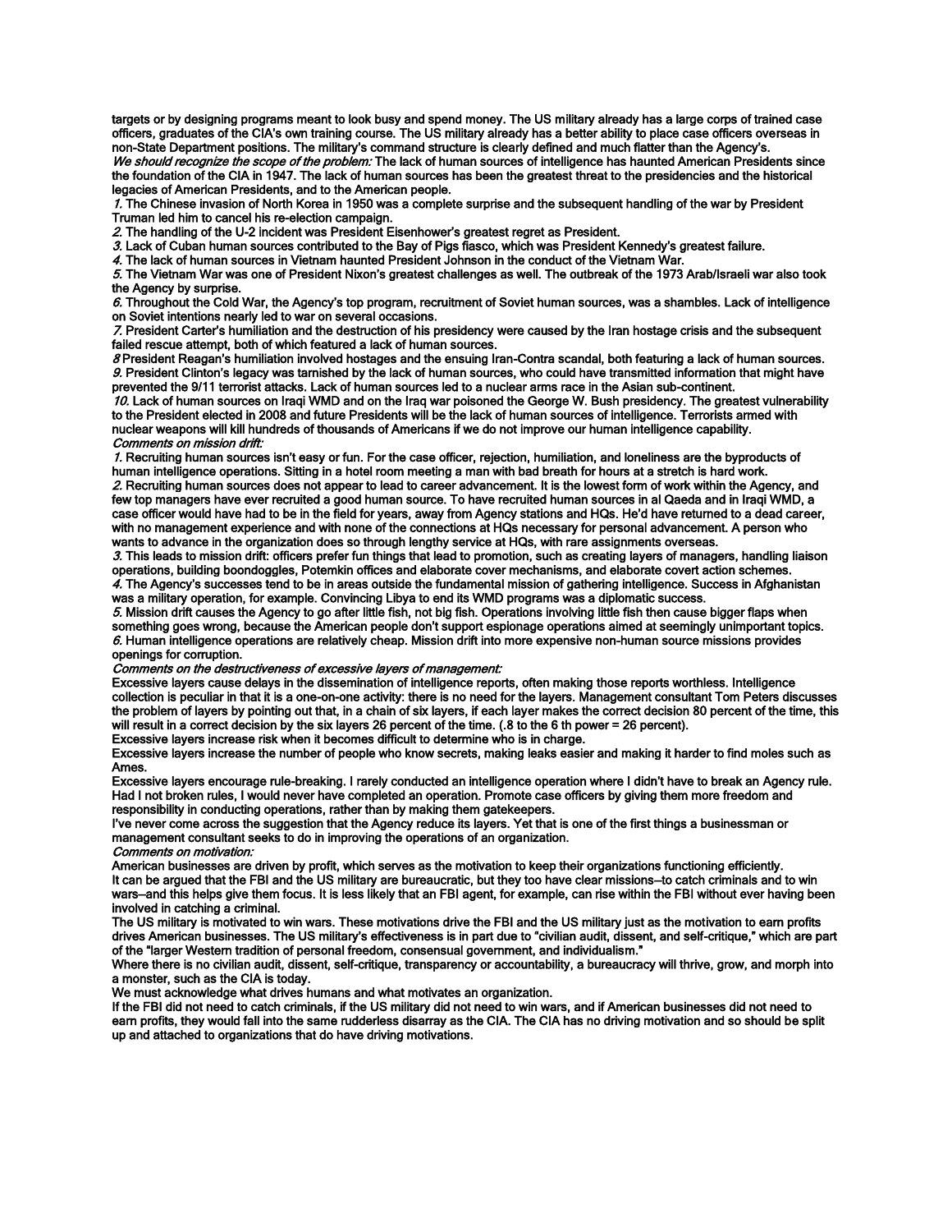targets or by designing programs meant to look busy and spend money. The US military already has a large corps of trained case officers, graduates of the CIA's own training course. The US military already has a better ability to place case officers overseas in non-State Department positions. The military's command structure is clearly defined and much flatter than the Agency's.

*We should recognize the scope of the problem:* The lack of human sources of intelligence has haunted American Presidents since the foundation of the CIA in 1947. The lack of human sources has been the greatest threat to the presidencies and the historical legacies of American Presidents, and to the American people.

*1.* The Chinese invasion of North Korea in 1950 was a complete surprise and the subsequent handling of the war by President Truman led him to cancel his re-election campaign.

*2.* The handling of the U-2 incident was President Eisenhower's greatest regret as President.

*3.* Lack of Cuban human sources contributed to the Bay of Pigs fiasco, which was President Kennedy's greatest failure.

*4.* The lack of human sources in Vietnam haunted President Johnson in the conduct of the Vietnam War.

*5.* The Vietnam War was one of President Nixon's greatest challenges as well. The outbreak of the 1973 Arab/Israeli war also took the Agency by surprise.

*6.* Throughout the Cold War, the Agency's top program, recruitment of Soviet human sources, was a shambles. Lack of intelligence on Soviet intentions nearly led to war on several occasions.

*7.* President Carter's humiliation and the destruction of his presidency were caused by the Iran hostage crisis and the subsequent failed rescue attempt, both of which featured a lack of human sources.

*8* President Reagan's humiliation involved hostages and the ensuing Iran-Contra scandal, both featuring a lack of human sources.

*9.* President Clinton's legacy was tarnished by the lack of human sources, who could have transmitted information that might have prevented the 9/11 terrorist attacks. Lack of human sources led to a nuclear arms race in the Asian sub-continent.

*10.* Lack of human sources on Iraqi WMD and on the Iraq war poisoned the George W. Bush presidency. The greatest vulnerability to the President elected in 2008 and future Presidents will be the lack of human sources of intelligence. Terrorists armed with nuclear weapons will kill hundreds of thousands of Americans if we do not improve our human intelligence capability.

*Comments on mission drift:*

*1.* Recruiting human sources isn't easy or fun. For the case officer, rejection, humiliation, and loneliness are the byproducts of human intelligence operations. Sitting in a hotel room meeting a man with bad breath for hours at a stretch is hard work.

*2.* Recruiting human sources does not appear to lead to career advancement. It is the lowest form of work within the Agency, and few top managers have ever recruited a good human source. To have recruited human sources in al Qaeda and in Iraqi WMD, a case officer would have had to be in the field for years, away from Agency stations and HQs. He'd have returned to a dead career, with no management experience and with none of the connections at HQs necessary for personal advancement. A person who wants to advance in the organization does so through lengthy service at HQs, with rare assignments overseas.

*3.* This leads to mission drift: officers prefer fun things that lead to promotion, such as creating layers of managers, handling liaison operations, building boondoggles, Potemkin offices and elaborate cover mechanisms, and elaborate covert action schemes.

*4.* The Agency's successes tend to be in areas outside the fundamental mission of gathering intelligence. Success in Afghanistan was a military operation, for example. Convincing Libya to end its WMD programs was a diplomatic success.

*5.* Mission drift causes the Agency to go after little fish, not big fish. Operations involving little fish then cause bigger flaps when something goes wrong, because the American people don't support espionage operations aimed at seemingly unimportant topics.

*6.* Human intelligence operations are relatively cheap. Mission drift into more expensive non-human source missions provides openings for corruption.

*Comments on the destructiveness of excessive layers of management:*

Excessive layers cause delays in the dissemination of intelligence reports, often making those reports worthless. Intelligence collection is peculiar in that it is a one-on-one activity: there is no need for the layers. Management consultant Tom Peters discusses the problem of layers by pointing out that, in a chain of six layers, if each layer makes the correct decision 80 percent of the time, this will result in a correct decision by the six layers 26 percent of the time. (.8 to the 6 th power = 26 percent).

Excessive layers increase risk when it becomes difficult to determine who is in charge.

Excessive layers increase the number of people who know secrets, making leaks easier and making it harder to find moles such as Ames.

Excessive layers encourage rule-breaking. I rarely conducted an intelligence operation where I didn't have to break an Agency rule. Had I not broken rules, I would never have completed an operation. Promote case officers by giving them more freedom and responsibility in conducting operations, rather than by making them gatekeepers.

I've never come across the suggestion that the Agency reduce its layers. Yet that is one of the first things a businessman or management consultant seeks to do in improving the operations of an organization.

*Comments on motivation:*

American businesses are driven by profit, which serves as the motivation to keep their organizations functioning efficiently.

It can be argued that the FBI and the US military are bureaucratic, but they too have clear missions–to catch criminals and to win wars–and this helps give them focus. It is less likely that an FBI agent, for example, can rise within the FBI without ever having been involved in catching a criminal.

The US military is motivated to win wars. These motivations drive the FBI and the US military just as the motivation to earn profits drives American businesses. The US military's effectiveness is in part due to "civilian audit, dissent, and self-critique," which are part of the "larger Western tradition of personal freedom, consensual government, and individualism."

Where there is no civilian audit, dissent, self-critique, transparency or accountability, a bureaucracy will thrive, grow, and morph into a monster, such as the CIA is today.

We must acknowledge what drives humans and what motivates an organization.

If the FBI did not need to catch criminals, if the US military did not need to win wars, and if American businesses did not need to earn profits, they would fall into the same rudderless disarray as the CIA. The CIA has no driving motivation and so should be split up and attached to organizations that do have driving motivations.